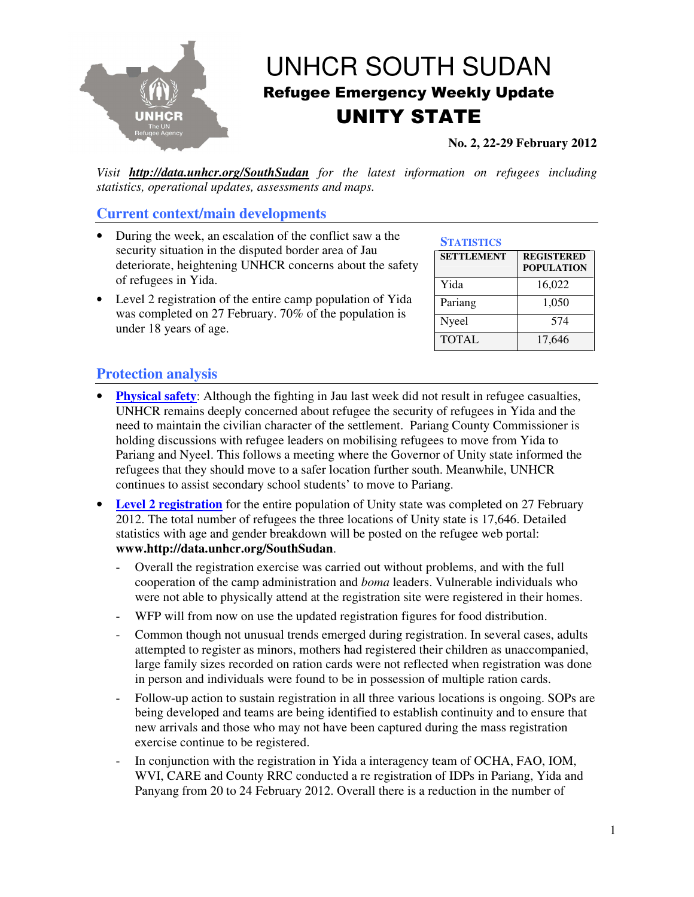# UNHCR SOUTH SUDAN

## Refugee Emergency Weekly Update

## UNITY STATE

**No. 2, 22-29 February 2012**

*Visit **http://data.unhcr.org/SouthSudan** for the latest information on refugees including statistics, operational updates, assessments and maps.*

## Current context/main developments

- During the week, an escalation of the conflict saw a the security situation in the disputed border area of Jau deteriorate, heightening UNHCR concerns about the safety of refugees in Yida.
- Level 2 registration of the entire camp population of Yida was completed on 27 February. 70% of the population is under 18 years of age.

**STATISTICS**

| SETTLEMENT | REGISTERED POPULATION |
|---|---|
| Yida | 16,022 |
| Pariang | 1,050 |
| Nyeel | 574 |
| TOTAL | 17,646 |

## Protection analysis

- **Physical safety**: Although the fighting in Jau last week did not result in refugee casualties, UNHCR remains deeply concerned about refugee the security of refugees in Yida and the need to maintain the civilian character of the settlement. Pariang County Commissioner is holding discussions with refugee leaders on mobilising refugees to move from Yida to Pariang and Nyeel. This follows a meeting where the Governor of Unity state informed the refugees that they should move to a safer location further south. Meanwhile, UNHCR continues to assist secondary school students' to move to Pariang.
- **Level 2 registration** for the entire population of Unity state was completed on 27 February 2012. The total number of refugees the three locations of Unity state is 17,646. Detailed statistics with age and gender breakdown will be posted on the refugee web portal: **www.http://data.unhcr.org/SouthSudan**.
  - Overall the registration exercise was carried out without problems, and with the full cooperation of the camp administration and *boma* leaders. Vulnerable individuals who were not able to physically attend at the registration site were registered in their homes.
  - WFP will from now on use the updated registration figures for food distribution.
  - Common though not unusual trends emerged during registration. In several cases, adults attempted to register as minors, mothers had registered their children as unaccompanied, large family sizes recorded on ration cards were not reflected when registration was done in person and individuals were found to be in possession of multiple ration cards.
  - Follow-up action to sustain registration in all three various locations is ongoing. SOPs are being developed and teams are being identified to establish continuity and to ensure that new arrivals and those who may not have been captured during the mass registration exercise continue to be registered.
  - In conjunction with the registration in Yida a interagency team of OCHA, FAO, IOM, WVI, CARE and County RRC conducted a re registration of IDPs in Pariang, Yida and Panyang from 20 to 24 February 2012. Overall there is a reduction in the number of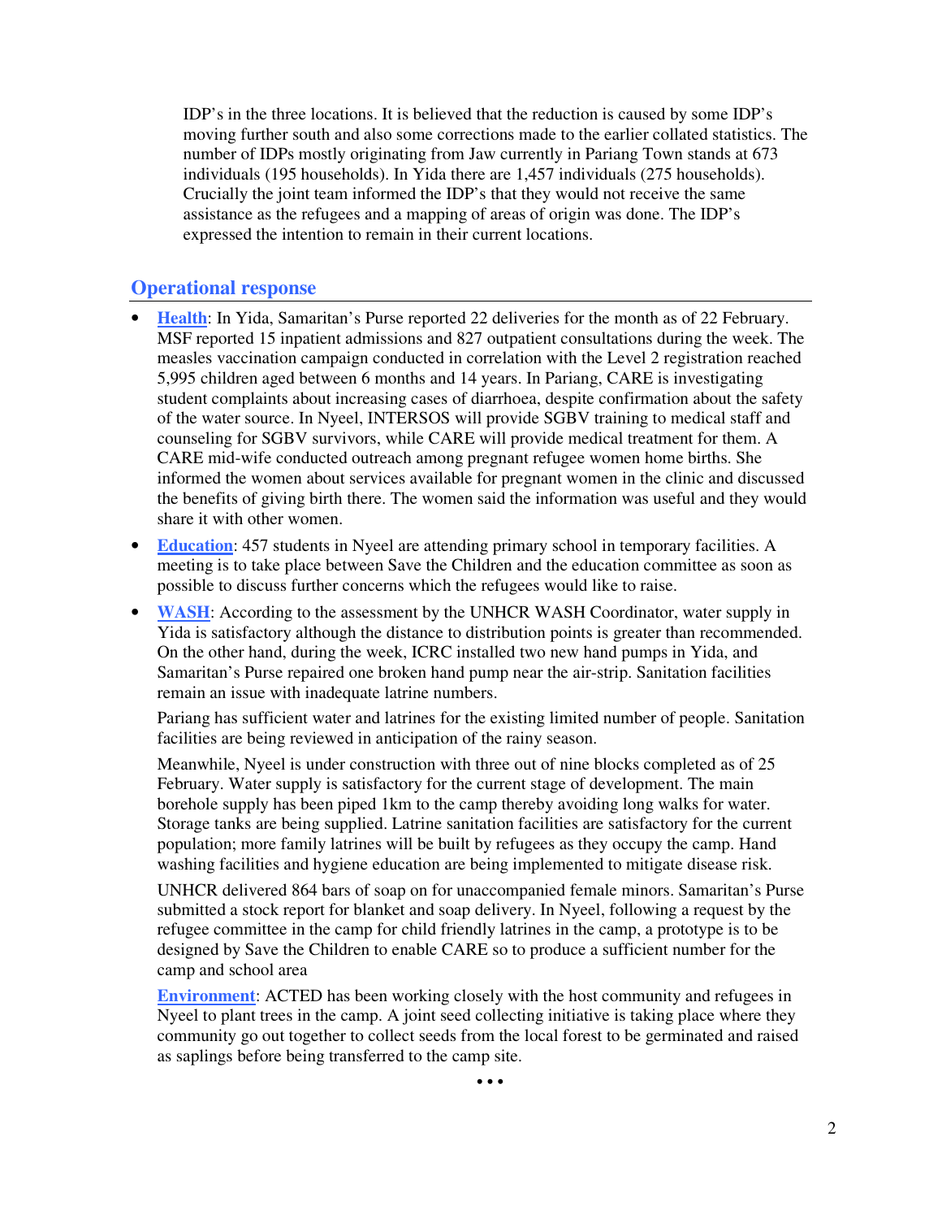IDP's in the three locations. It is believed that the reduction is caused by some IDP's moving further south and also some corrections made to the earlier collated statistics. The number of IDPs mostly originating from Jaw currently in Pariang Town stands at 673 individuals (195 households). In Yida there are 1,457 individuals (275 households). Crucially the joint team informed the IDP's that they would not receive the same assistance as the refugees and a mapping of areas of origin was done. The IDP's expressed the intention to remain in their current locations.

## Operational response

- **Health**: In Yida, Samaritan's Purse reported 22 deliveries for the month as of 22 February. MSF reported 15 inpatient admissions and 827 outpatient consultations during the week. The measles vaccination campaign conducted in correlation with the Level 2 registration reached 5,995 children aged between 6 months and 14 years. In Pariang, CARE is investigating student complaints about increasing cases of diarrhoea, despite confirmation about the safety of the water source. In Nyeel, INTERSOS will provide SGBV training to medical staff and counseling for SGBV survivors, while CARE will provide medical treatment for them. A CARE mid-wife conducted outreach among pregnant refugee women home births. She informed the women about services available for pregnant women in the clinic and discussed the benefits of giving birth there. The women said the information was useful and they would share it with other women.
- **Education**: 457 students in Nyeel are attending primary school in temporary facilities. A meeting is to take place between Save the Children and the education committee as soon as possible to discuss further concerns which the refugees would like to raise.
- **WASH**: According to the assessment by the UNHCR WASH Coordinator, water supply in Yida is satisfactory although the distance to distribution points is greater than recommended. On the other hand, during the week, ICRC installed two new hand pumps in Yida, and Samaritan's Purse repaired one broken hand pump near the air-strip. Sanitation facilities remain an issue with inadequate latrine numbers.

  Pariang has sufficient water and latrines for the existing limited number of people. Sanitation facilities are being reviewed in anticipation of the rainy season.

  Meanwhile, Nyeel is under construction with three out of nine blocks completed as of 25 February. Water supply is satisfactory for the current stage of development. The main borehole supply has been piped 1km to the camp thereby avoiding long walks for water. Storage tanks are being supplied. Latrine sanitation facilities are satisfactory for the current population; more family latrines will be built by refugees as they occupy the camp. Hand washing facilities and hygiene education are being implemented to mitigate disease risk.

  UNHCR delivered 864 bars of soap on for unaccompanied female minors. Samaritan's Purse submitted a stock report for blanket and soap delivery. In Nyeel, following a request by the refugee committee in the camp for child friendly latrines in the camp, a prototype is to be designed by Save the Children to enable CARE so to produce a sufficient number for the camp and school area

  **Environment**: ACTED has been working closely with the host community and refugees in Nyeel to plant trees in the camp. A joint seed collecting initiative is taking place where they community go out together to collect seeds from the local forest to be germinated and raised as saplings before being transferred to the camp site.

•••